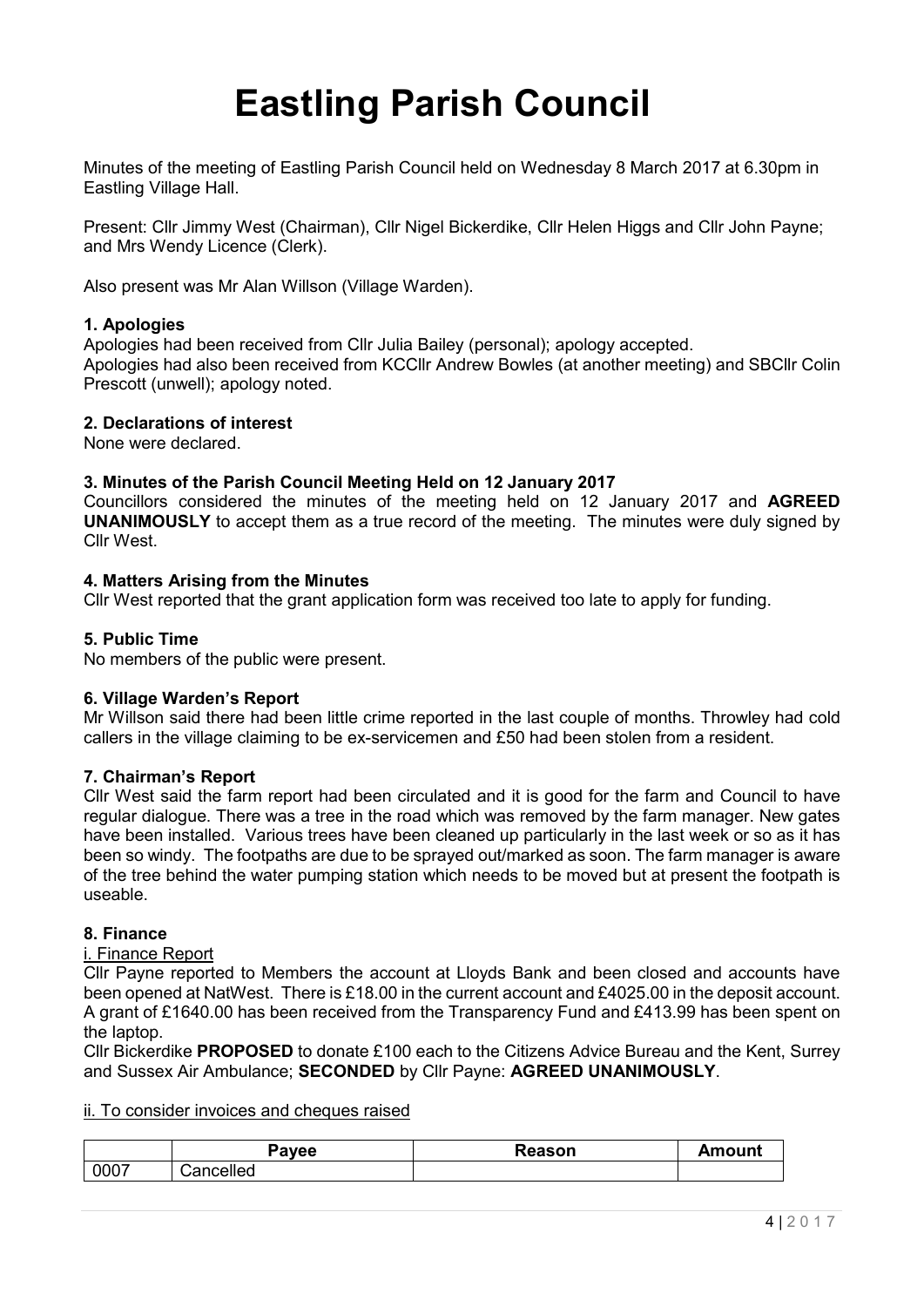# Eastling Parish Council

Minutes of the meeting of Eastling Parish Council held on Wednesday 8 March 2017 at 6.30pm in Eastling Village Hall.

Present: Cllr Jimmy West (Chairman), Cllr Nigel Bickerdike, Cllr Helen Higgs and Cllr John Payne; and Mrs Wendy Licence (Clerk).

Also present was Mr Alan Willson (Village Warden).

### 1. Apologies

Apologies had been received from Cllr Julia Bailey (personal); apology accepted.
Apologies had also been received from KCCllr Andrew Bowles (at another meeting) and SBCllr Colin Prescott (unwell); apology noted.

### 2. Declarations of interest

None were declared.

### 3. Minutes of the Parish Council Meeting Held on 12 January 2017

Councillors considered the minutes of the meeting held on 12 January 2017 and **AGREED UNANIMOUSLY** to accept them as a true record of the meeting. The minutes were duly signed by Cllr West.

### 4. Matters Arising from the Minutes

Cllr West reported that the grant application form was received too late to apply for funding.

### 5. Public Time

No members of the public were present.

### 6. Village Warden's Report

Mr Willson said there had been little crime reported in the last couple of months. Throwley had cold callers in the village claiming to be ex-servicemen and £50 had been stolen from a resident.

### 7. Chairman's Report

Cllr West said the farm report had been circulated and it is good for the farm and Council to have regular dialogue. There was a tree in the road which was removed by the farm manager. New gates have been installed. Various trees have been cleaned up particularly in the last week or so as it has been so windy. The footpaths are due to be sprayed out/marked as soon. The farm manager is aware of the tree behind the water pumping station which needs to be moved but at present the footpath is useable.

### 8. Finance

<u>i. Finance Report</u>

Cllr Payne reported to Members the account at Lloyds Bank and been closed and accounts have been opened at NatWest. There is £18.00 in the current account and £4025.00 in the deposit account. A grant of £1640.00 has been received from the Transparency Fund and £413.99 has been spent on the laptop.

Cllr Bickerdike **PROPOSED** to donate £100 each to the Citizens Advice Bureau and the Kent, Surrey and Sussex Air Ambulance; **SECONDED** by Cllr Payne: **AGREED UNANIMOUSLY**.

<u>ii. To consider invoices and cheques raised</u>

| | Payee | Reason | Amount |
|---|---|---|---|
| 0007 | Cancelled | | |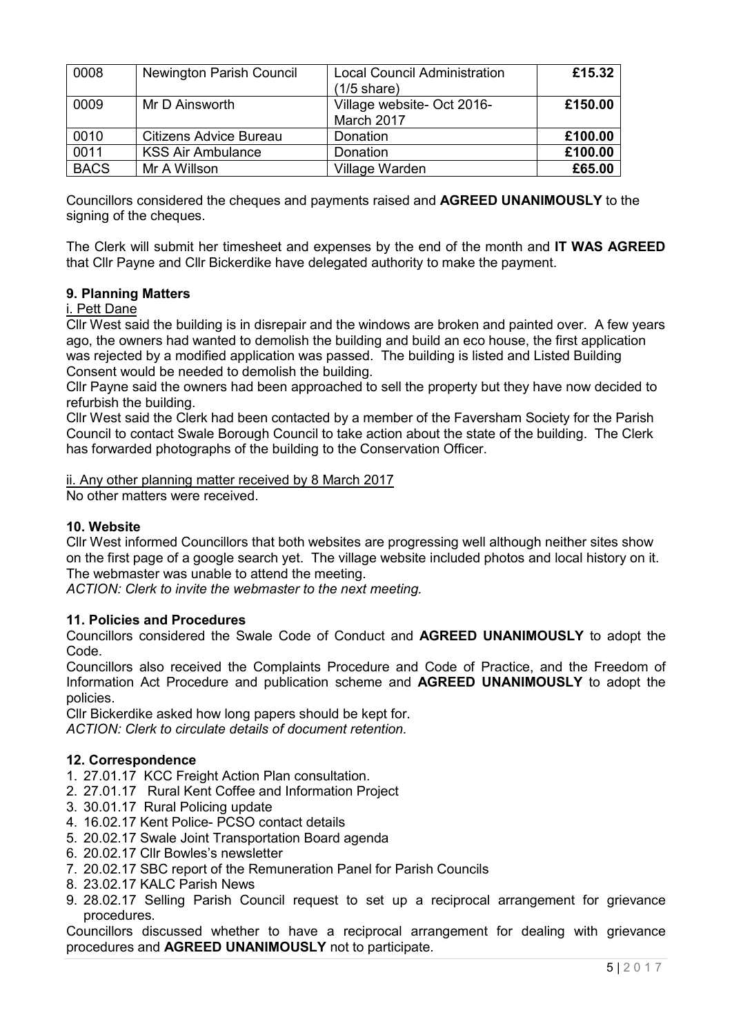| 0008 | Newington Parish Council | Local Council Administration (1/5 share) | **£15.32** |
|---|---|---|---|
| 0009 | Mr D Ainsworth | Village website- Oct 2016- March 2017 | **£150.00** |
| 0010 | Citizens Advice Bureau | Donation | **£100.00** |
| 0011 | KSS Air Ambulance | Donation | **£100.00** |
| BACS | Mr A Willson | Village Warden | **£65.00** |

Councillors considered the cheques and payments raised and **AGREED UNANIMOUSLY** to the signing of the cheques.

The Clerk will submit her timesheet and expenses by the end of the month and **IT WAS AGREED** that Cllr Payne and Cllr Bickerdike have delegated authority to make the payment.

### 9. Planning Matters

i. Pett Dane

Cllr West said the building is in disrepair and the windows are broken and painted over. A few years ago, the owners had wanted to demolish the building and build an eco house, the first application was rejected by a modified application was passed. The building is listed and Listed Building Consent would be needed to demolish the building.

Cllr Payne said the owners had been approached to sell the property but they have now decided to refurbish the building.

Cllr West said the Clerk had been contacted by a member of the Faversham Society for the Parish Council to contact Swale Borough Council to take action about the state of the building. The Clerk has forwarded photographs of the building to the Conservation Officer.

ii. Any other planning matter received by 8 March 2017

No other matters were received.

### 10. Website

Cllr West informed Councillors that both websites are progressing well although neither sites show on the first page of a google search yet. The village website included photos and local history on it. The webmaster was unable to attend the meeting.

*ACTION: Clerk to invite the webmaster to the next meeting.*

### 11. Policies and Procedures

Councillors considered the Swale Code of Conduct and **AGREED UNANIMOUSLY** to adopt the Code.

Councillors also received the Complaints Procedure and Code of Practice, and the Freedom of Information Act Procedure and publication scheme and **AGREED UNANIMOUSLY** to adopt the policies.

Cllr Bickerdike asked how long papers should be kept for.

*ACTION: Clerk to circulate details of document retention.*

### 12. Correspondence

1. 27.01.17 KCC Freight Action Plan consultation.
2. 27.01.17 Rural Kent Coffee and Information Project
3. 30.01.17 Rural Policing update
4. 16.02.17 Kent Police- PCSO contact details
5. 20.02.17 Swale Joint Transportation Board agenda
6. 20.02.17 Cllr Bowles's newsletter
7. 20.02.17 SBC report of the Remuneration Panel for Parish Councils
8. 23.02.17 KALC Parish News
9. 28.02.17 Selling Parish Council request to set up a reciprocal arrangement for grievance procedures.

Councillors discussed whether to have a reciprocal arrangement for dealing with grievance procedures and **AGREED UNANIMOUSLY** not to participate.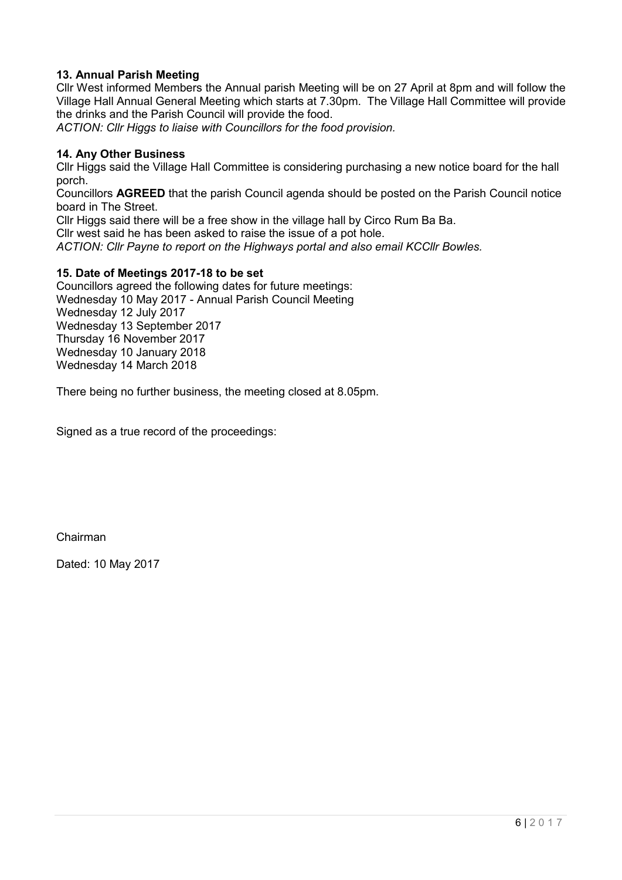**13. Annual Parish Meeting**

Cllr West informed Members the Annual parish Meeting will be on 27 April at 8pm and will follow the Village Hall Annual General Meeting which starts at 7.30pm. The Village Hall Committee will provide the drinks and the Parish Council will provide the food.

*ACTION: Cllr Higgs to liaise with Councillors for the food provision.*

**14. Any Other Business**

Cllr Higgs said the Village Hall Committee is considering purchasing a new notice board for the hall porch.

Councillors **AGREED** that the parish Council agenda should be posted on the Parish Council notice board in The Street.

Cllr Higgs said there will be a free show in the village hall by Circo Rum Ba Ba.

Cllr west said he has been asked to raise the issue of a pot hole.

*ACTION: Cllr Payne to report on the Highways portal and also email KCCllr Bowles.*

**15. Date of Meetings 2017-18 to be set**

Councillors agreed the following dates for future meetings:
Wednesday 10 May 2017 - Annual Parish Council Meeting
Wednesday 12 July 2017
Wednesday 13 September 2017
Thursday 16 November 2017
Wednesday 10 January 2018
Wednesday 14 March 2018

There being no further business, the meeting closed at 8.05pm.

Signed as a true record of the proceedings:

Chairman

Dated: 10 May 2017